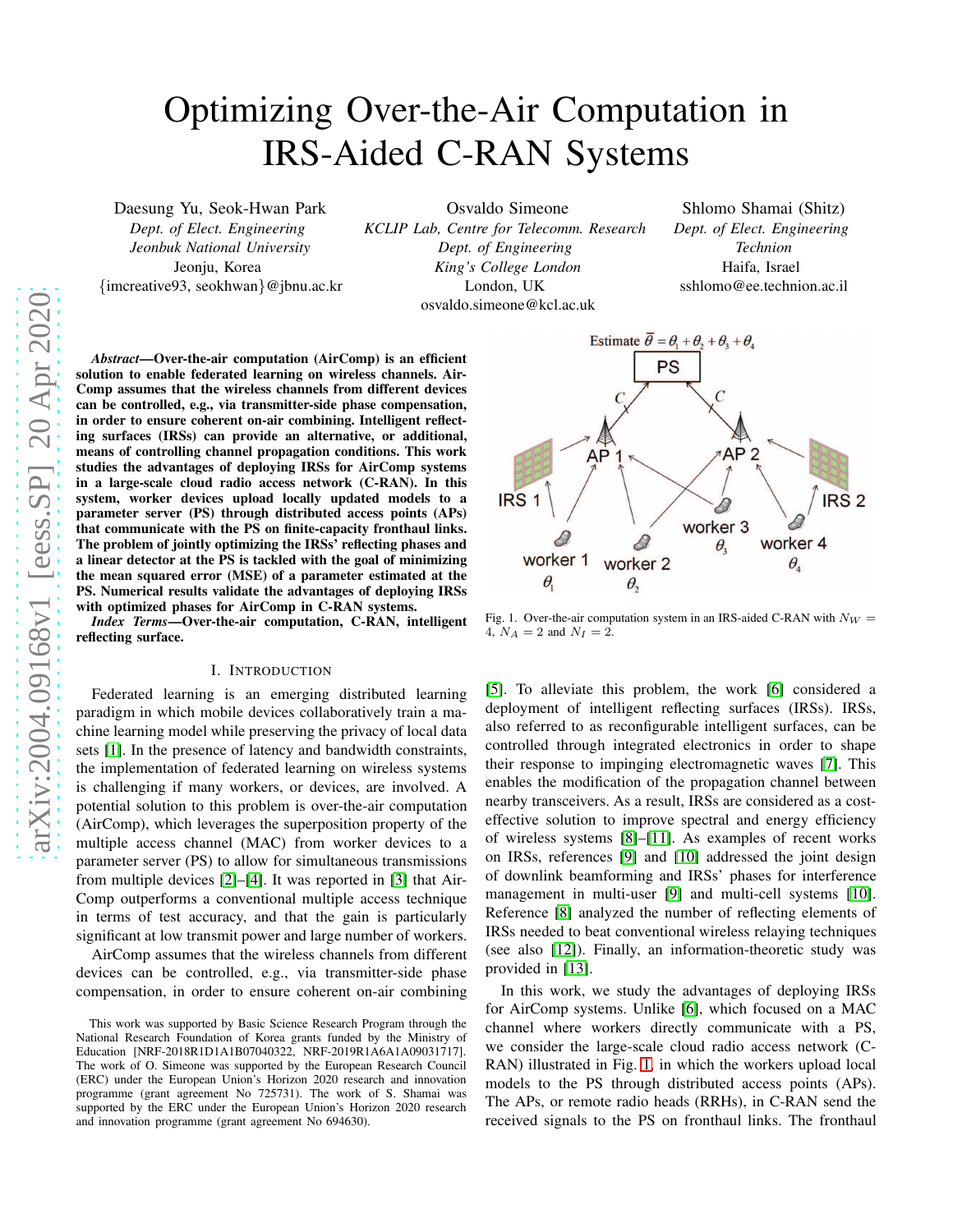# Optimizing Over-the-Air Computation in IRS-Aided C-RAN Systems

Daesung Yu, Seok-Hwan Park
*Dept. of Elect. Engineering*
*Jeonbuk National University*
Jeonju, Korea
{imcreative93, seokhwan}@jbnu.ac.kr

Osvaldo Simeone
*KCLIP Lab, Centre for Telecomm. Research*
*Dept. of Engineering*
*King's College London*
London, UK
osvaldo.simeone@kcl.ac.uk

Shlomo Shamai (Shitz)
*Dept. of Elect. Engineering*
*Technion*
Haifa, Israel
sshlomo@ee.technion.ac.il

***Abstract*—Over-the-air computation (AirComp) is an efficient solution to enable federated learning on wireless channels. AirComp assumes that the wireless channels from different devices can be controlled, e.g., via transmitter-side phase compensation, in order to ensure coherent on-air combining. Intelligent reflecting surfaces (IRSs) can provide an alternative, or additional, means of controlling channel propagation conditions. This work studies the advantages of deploying IRSs for AirComp systems in a large-scale cloud radio access network (C-RAN). In this system, worker devices upload locally updated models to a parameter server (PS) through distributed access points (APs) that communicate with the PS on finite-capacity fronthaul links. The problem of jointly optimizing the IRSs' reflecting phases and a linear detector at the PS is tackled with the goal of minimizing the mean squared error (MSE) of a parameter estimated at the PS. Numerical results validate the advantages of deploying IRSs with optimized phases for AirComp in C-RAN systems.**

***Index Terms*—Over-the-air computation, C-RAN, intelligent reflecting surface.**

## I. Introduction

Federated learning is an emerging distributed learning paradigm in which mobile devices collaboratively train a machine learning model while preserving the privacy of local data sets [1]. In the presence of latency and bandwidth constraints, the implementation of federated learning on wireless systems is challenging if many workers, or devices, are involved. A potential solution to this problem is over-the-air computation (AirComp), which leverages the superposition property of the multiple access channel (MAC) from worker devices to a parameter server (PS) to allow for simultaneous transmissions from multiple devices [2]–[4]. It was reported in [3] that AirComp outperforms a conventional multiple access technique in terms of test accuracy, and that the gain is particularly significant at low transmit power and large number of workers.

AirComp assumes that the wireless channels from different devices can be controlled, e.g., via transmitter-side phase compensation, in order to ensure coherent on-air combining [5]. To alleviate this problem, the work [6] considered a deployment of intelligent reflecting surfaces (IRSs). IRSs, also referred to as reconfigurable intelligent surfaces, can be controlled through integrated electronics in order to shape their response to impinging electromagnetic waves [7]. This enables the modification of the propagation channel between nearby transceivers. As a result, IRSs are considered as a cost-effective solution to improve spectral and energy efficiency of wireless systems [8]–[11]. As examples of recent works on IRSs, references [9] and [10] addressed the joint design of downlink beamforming and IRSs' phases for interference management in multi-user [9] and multi-cell systems [10]. Reference [8] analyzed the number of reflecting elements of IRSs needed to beat conventional wireless relaying techniques (see also [12]). Finally, an information-theoretic study was provided in [13].

Fig. 1. Over-the-air computation system in an IRS-aided C-RAN with $N_W = 4$, $N_A = 2$ and $N_I = 2$.

In this work, we study the advantages of deploying IRSs for AirComp systems. Unlike [6], which focused on a MAC channel where workers directly communicate with a PS, we consider the large-scale cloud radio access network (C-RAN) illustrated in Fig. 1, in which the workers upload local models to the PS through distributed access points (APs). The APs, or remote radio heads (RRHs), in C-RAN send the received signals to the PS on fronthaul links. The fronthaul

This work was supported by Basic Science Research Program through the National Research Foundation of Korea grants funded by the Ministry of Education [NRF-2018R1D1A1B07040322, NRF-2019R1A6A1A09031717]. The work of O. Simeone was supported by the European Research Council (ERC) under the European Union's Horizon 2020 research and innovation programme (grant agreement No 725731). The work of S. Shamai was supported by the ERC under the European Union's Horizon 2020 research and innovation programme (grant agreement No 694630).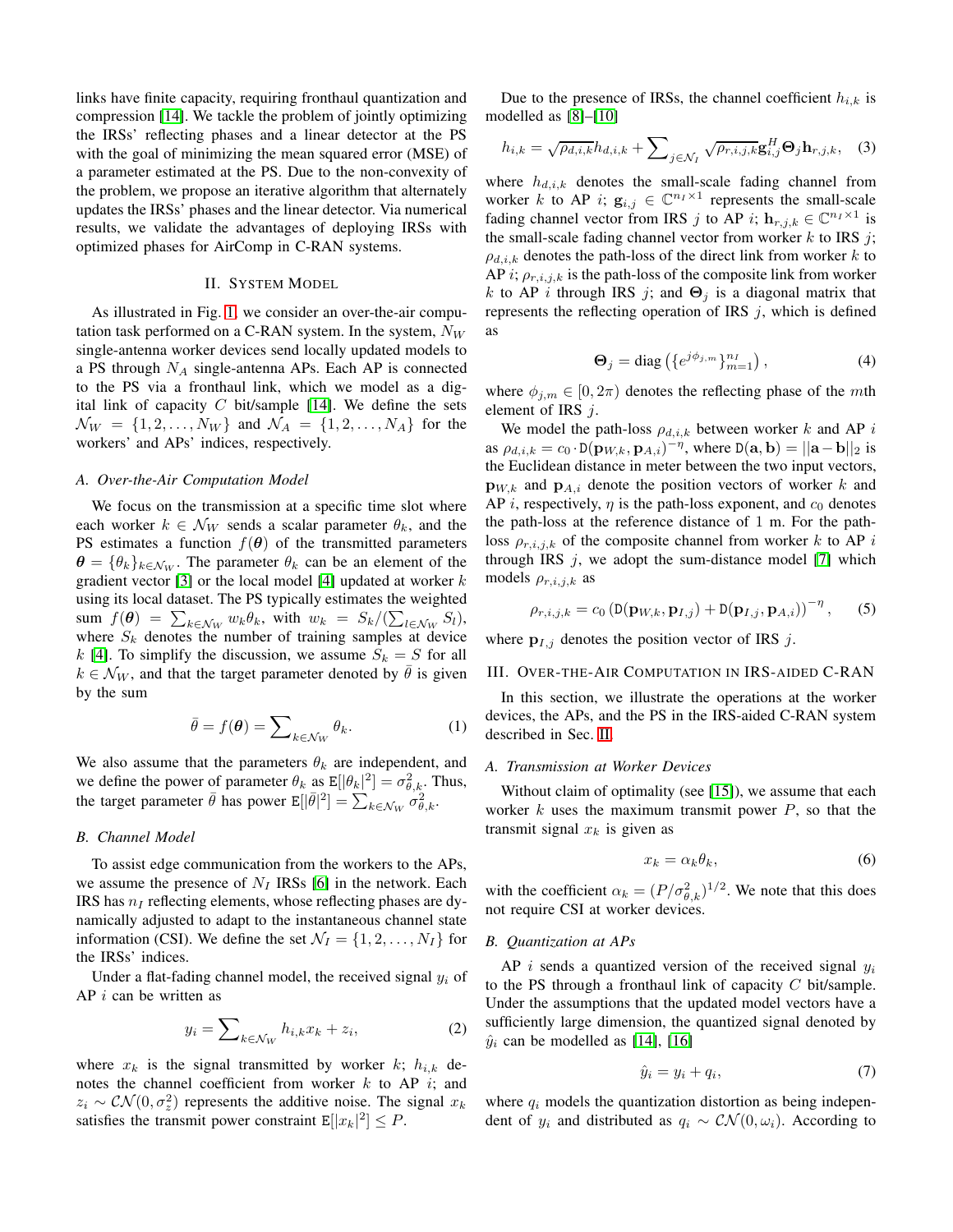links have finite capacity, requiring fronthaul quantization and compression [14]. We tackle the problem of jointly optimizing the IRSs' reflecting phases and a linear detector at the PS with the goal of minimizing the mean squared error (MSE) of a parameter estimated at the PS. Due to the non-convexity of the problem, we propose an iterative algorithm that alternately updates the IRSs' phases and the linear detector. Via numerical results, we validate the advantages of deploying IRSs with optimized phases for AirComp in C-RAN systems.

## II. System Model

As illustrated in Fig. 1, we consider an over-the-air computation task performed on a C-RAN system. In the system, $N_W$ single-antenna worker devices send locally updated models to a PS through $N_A$ single-antenna APs. Each AP is connected to the PS via a fronthaul link, which we model as a digital link of capacity $C$ bit/sample [14]. We define the sets $\mathcal{N}_W = \{1, 2, \ldots, N_W\}$ and $\mathcal{N}_A = \{1, 2, \ldots, N_A\}$ for the workers' and APs' indices, respectively.

### A. Over-the-Air Computation Model

We focus on the transmission at a specific time slot where each worker $k \in \mathcal{N}_W$ sends a scalar parameter $\theta_k$, and the PS estimates a function $f(\boldsymbol{\theta})$ of the transmitted parameters $\boldsymbol{\theta} = \{\theta_k\}_{k \in \mathcal{N}_W}$. The parameter $\theta_k$ can be an element of the gradient vector [3] or the local model [4] updated at worker $k$ using its local dataset. The PS typically estimates the weighted sum $f(\boldsymbol{\theta}) = \sum_{k \in \mathcal{N}_W} w_k \theta_k$, with $w_k = S_k / (\sum_{l \in \mathcal{N}_W} S_l)$, where $S_k$ denotes the number of training samples at device $k$ [4]. To simplify the discussion, we assume $S_k = S$ for all $k \in \mathcal{N}_W$, and that the target parameter denoted by $\bar{\theta}$ is given by the sum

$$\bar{\theta} = f(\boldsymbol{\theta}) = \sum\nolimits_{k \in \mathcal{N}_W} \theta_k. \quad (1)$$

We also assume that the parameters $\theta_k$ are independent, and we define the power of parameter $\theta_k$ as $\mathtt{E}[|\theta_k|^2] = \sigma_{\theta,k}^2$. Thus, the target parameter $\bar{\theta}$ has power $\mathtt{E}[|\bar{\theta}|^2] = \sum_{k \in \mathcal{N}_W} \sigma_{\theta,k}^2$.

### B. Channel Model

To assist edge communication from the workers to the APs, we assume the presence of $N_I$ IRSs [6] in the network. Each IRS has $n_I$ reflecting elements, whose reflecting phases are dynamically adjusted to adapt to the instantaneous channel state information (CSI). We define the set $\mathcal{N}_I = \{1, 2, \ldots, N_I\}$ for the IRSs' indices.

Under a flat-fading channel model, the received signal $y_i$ of AP $i$ can be written as

$$y_i = \sum\nolimits_{k \in \mathcal{N}_W} h_{i,k} x_k + z_i, \quad (2)$$

where $x_k$ is the signal transmitted by worker $k$; $h_{i,k}$ denotes the channel coefficient from worker $k$ to AP $i$; and $z_i \sim \mathcal{CN}(0, \sigma_z^2)$ represents the additive noise. The signal $x_k$ satisfies the transmit power constraint $\mathtt{E}[|x_k|^2] \leq P$.

Due to the presence of IRSs, the channel coefficient $h_{i,k}$ is modelled as [8]–[10]

$$h_{i,k} = \sqrt{\rho_{d,i,k}} h_{d,i,k} + \sum\nolimits_{j \in \mathcal{N}_I} \sqrt{\rho_{r,i,j,k}} \mathbf{g}_{i,j}^H \boldsymbol{\Theta}_j \mathbf{h}_{r,j,k}, \quad (3)$$

where $h_{d,i,k}$ denotes the small-scale fading channel from worker $k$ to AP $i$; $\mathbf{g}_{i,j} \in \mathbb{C}^{n_I \times 1}$ represents the small-scale fading channel vector from IRS $j$ to AP $i$; $\mathbf{h}_{r,j,k} \in \mathbb{C}^{n_I \times 1}$ is the small-scale fading channel vector from worker $k$ to IRS $j$; $\rho_{d,i,k}$ denotes the path-loss of the direct link from worker $k$ to AP $i$; $\rho_{r,i,j,k}$ is the path-loss of the composite link from worker $k$ to AP $i$ through IRS $j$; and $\boldsymbol{\Theta}_j$ is a diagonal matrix that represents the reflecting operation of IRS $j$, which is defined as

$$\boldsymbol{\Theta}_j = \mathrm{diag}\left(\{e^{j\phi_{j,m}}\}_{m=1}^{n_I}\right), \quad (4)$$

where $\phi_{j,m} \in [0, 2\pi)$ denotes the reflecting phase of the $m$th element of IRS $j$.

We model the path-loss $\rho_{d,i,k}$ between worker $k$ and AP $i$ as $\rho_{d,i,k} = c_0 \cdot \mathtt{D}(\mathbf{p}_{W,k}, \mathbf{p}_{A,i})^{-\eta}$, where $\mathtt{D}(\mathbf{a}, \mathbf{b}) = ||\mathbf{a} - \mathbf{b}||_2$ is the Euclidean distance in meter between the two input vectors, $\mathbf{p}_{W,k}$ and $\mathbf{p}_{A,i}$ denote the position vectors of worker $k$ and AP $i$, respectively, $\eta$ is the path-loss exponent, and $c_0$ denotes the path-loss at the reference distance of 1 m. For the path-loss $\rho_{r,i,j,k}$ of the composite channel from worker $k$ to AP $i$ through IRS $j$, we adopt the sum-distance model [7] which models $\rho_{r,i,j,k}$ as

$$\rho_{r,i,j,k} = c_0 \left(\mathtt{D}(\mathbf{p}_{W,k}, \mathbf{p}_{I,j}) + \mathtt{D}(\mathbf{p}_{I,j}, \mathbf{p}_{A,i})\right)^{-\eta}, \quad (5)$$

where $\mathbf{p}_{I,j}$ denotes the position vector of IRS $j$.

## III. Over-the-Air Computation in IRS-aided C-RAN

In this section, we illustrate the operations at the worker devices, the APs, and the PS in the IRS-aided C-RAN system described in Sec. II.

### A. Transmission at Worker Devices

Without claim of optimality (see [15]), we assume that each worker $k$ uses the maximum transmit power $P$, so that the transmit signal $x_k$ is given as

$$x_k = \alpha_k \theta_k, \quad (6)$$

with the coefficient $\alpha_k = (P/\sigma_{\theta,k}^2)^{1/2}$. We note that this does not require CSI at worker devices.

### B. Quantization at APs

AP $i$ sends a quantized version of the received signal $y_i$ to the PS through a fronthaul link of capacity $C$ bit/sample. Under the assumptions that the updated model vectors have a sufficiently large dimension, the quantized signal denoted by $\hat{y}_i$ can be modelled as [14], [16]

$$\hat{y}_i = y_i + q_i, \quad (7)$$

where $q_i$ models the quantization distortion as being independent of $y_i$ and distributed as $q_i \sim \mathcal{CN}(0, \omega_i)$. According to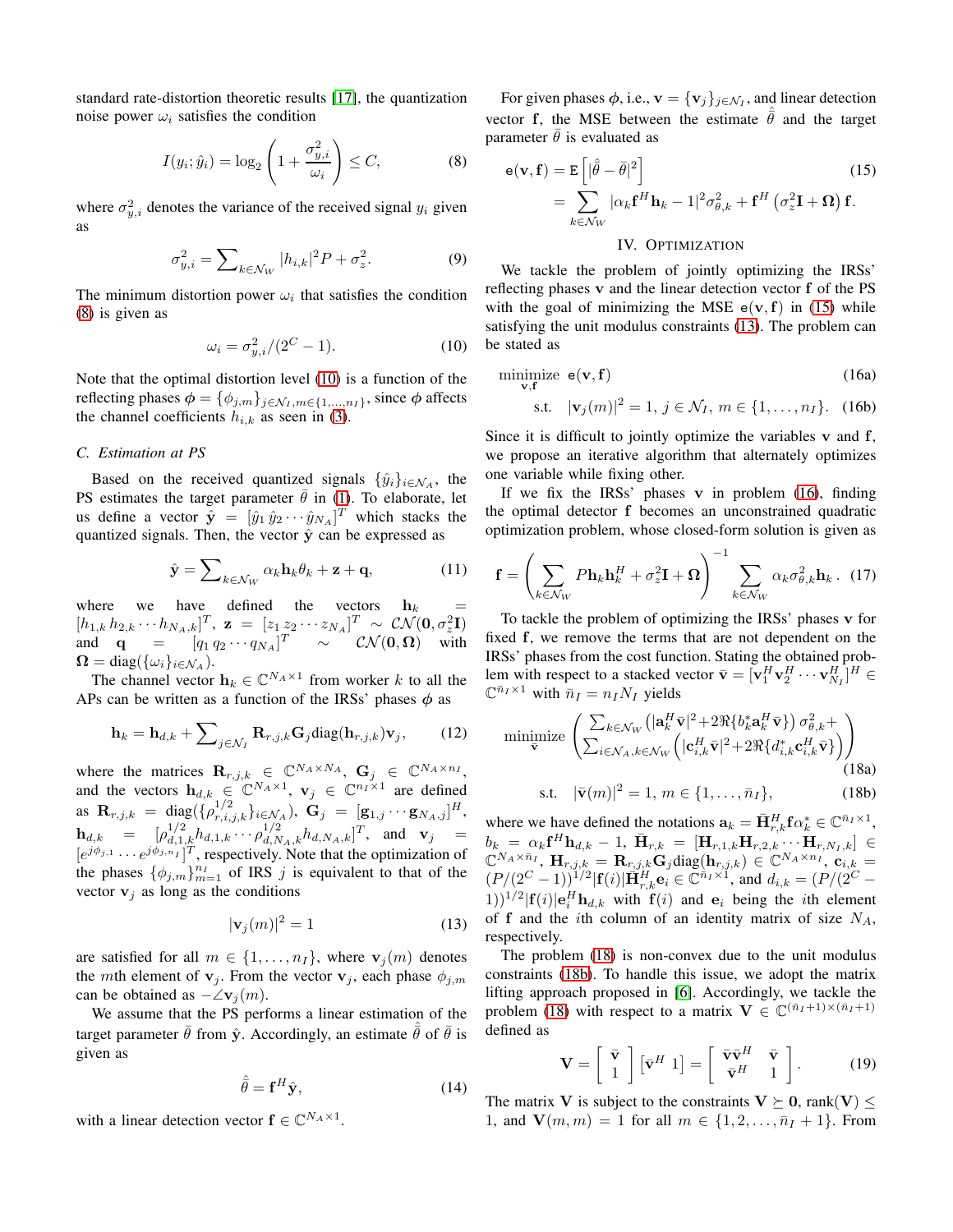standard rate-distortion theoretic results [17], the quantization noise power $\omega_i$ satisfies the condition

$$I(y_i; \hat{y}_i) = \log_2 \left( 1 + \frac{\sigma_{y,i}^2}{\omega_i} \right) \leq C, \tag{8}$$

where $\sigma_{y,i}^2$ denotes the variance of the received signal $y_i$ given as

$$\sigma_{y,i}^2 = \sum\nolimits_{k \in \mathcal{N}_W} |h_{i,k}|^2 P + \sigma_z^2. \tag{9}$$

The minimum distortion power $\omega_i$ that satisfies the condition (8) is given as

$$\omega_i = \sigma_{y,i}^2 / (2^C - 1). \tag{10}$$

Note that the optimal distortion level (10) is a function of the reflecting phases $\boldsymbol{\phi} = \{\phi_{j,m}\}_{j \in \mathcal{N}_I, m \in \{1,\ldots,n_I\}}$, since $\boldsymbol{\phi}$ affects the channel coefficients $h_{i,k}$ as seen in (3).

### C. Estimation at PS

Based on the received quantized signals $\{\hat{y}_i\}_{i \in \mathcal{N}_A}$, the PS estimates the target parameter $\bar{\theta}$ in (1). To elaborate, let us define a vector $\hat{\mathbf{y}} = [\hat{y}_1\, \hat{y}_2 \cdots \hat{y}_{N_A}]^T$ which stacks the quantized signals. Then, the vector $\hat{\mathbf{y}}$ can be expressed as

$$\hat{\mathbf{y}} = \sum\nolimits_{k \in \mathcal{N}_W} \alpha_k \mathbf{h}_k \theta_k + \mathbf{z} + \mathbf{q}, \tag{11}$$

where we have defined the vectors $\mathbf{h}_k = [h_{1,k}\, h_{2,k} \cdots h_{N_A,k}]^T$, $\mathbf{z} = [z_1\, z_2 \cdots z_{N_A}]^T \sim \mathcal{CN}(\mathbf{0}, \sigma_z^2 \mathbf{I})$ and $\mathbf{q} = [q_1\, q_2 \cdots q_{N_A}]^T \sim \mathcal{CN}(\mathbf{0}, \boldsymbol{\Omega})$ with $\boldsymbol{\Omega} = \text{diag}(\{\omega_i\}_{i \in \mathcal{N}_A})$.

The channel vector $\mathbf{h}_k \in \mathbb{C}^{N_A \times 1}$ from worker $k$ to all the APs can be written as a function of the IRSs' phases $\boldsymbol{\phi}$ as

$$\mathbf{h}_k = \mathbf{h}_{d,k} + \sum\nolimits_{j \in \mathcal{N}_I} \mathbf{R}_{r,j,k} \mathbf{G}_j \text{diag}(\mathbf{h}_{r,j,k}) \mathbf{v}_j, \tag{12}$$

where the matrices $\mathbf{R}_{r,j,k} \in \mathbb{C}^{N_A \times N_A}$, $\mathbf{G}_j \in \mathbb{C}^{N_A \times n_I}$, and the vectors $\mathbf{h}_{d,k} \in \mathbb{C}^{N_A \times 1}$, $\mathbf{v}_j \in \mathbb{C}^{n_I \times 1}$ are defined as $\mathbf{R}_{r,j,k} = \text{diag}(\{\rho_{r,i,j,k}^{1/2}\}_{i \in \mathcal{N}_A})$, $\mathbf{G}_j = [\mathbf{g}_{1,j} \cdots \mathbf{g}_{N_A,j}]^H$, $\mathbf{h}_{d,k} = [\rho_{d,1,k}^{1/2} h_{d,1,k} \cdots \rho_{d,N_A,k}^{1/2} h_{d,N_A,k}]^T$, and $\mathbf{v}_j = [e^{j\phi_{j,1}} \cdots e^{j\phi_{j,n_I}}]^T$, respectively. Note that the optimization of the phases $\{\phi_{j,m}\}_{m=1}^{n_I}$ of IRS $j$ is equivalent to that of the vector $\mathbf{v}_j$ as long as the conditions

$$|\mathbf{v}_j(m)|^2 = 1 \tag{13}$$

are satisfied for all $m \in \{1, \ldots, n_I\}$, where $\mathbf{v}_j(m)$ denotes the $m$th element of $\mathbf{v}_j$. From the vector $\mathbf{v}_j$, each phase $\phi_{j,m}$ can be obtained as $-\angle \mathbf{v}_j(m)$.

We assume that the PS performs a linear estimation of the target parameter $\bar{\theta}$ from $\hat{\mathbf{y}}$. Accordingly, an estimate $\hat{\bar{\theta}}$ of $\bar{\theta}$ is given as

$$\hat{\bar{\theta}} = \mathbf{f}^H \hat{\mathbf{y}}, \tag{14}$$

with a linear detection vector $\mathbf{f} \in \mathbb{C}^{N_A \times 1}$.

For given phases $\boldsymbol{\phi}$, i.e., $\mathbf{v} = \{\mathbf{v}_j\}_{j \in \mathcal{N}_I}$, and linear detection vector $\mathbf{f}$, the MSE between the estimate $\hat{\bar{\theta}}$ and the target parameter $\bar{\theta}$ is evaluated as

$$\begin{aligned} \mathtt{e}(\mathbf{v}, \mathbf{f}) &= \mathtt{E}\left[ |\hat{\bar{\theta}} - \bar{\theta}|^2 \right] \\ &= \sum_{k \in \mathcal{N}_W} |\alpha_k \mathbf{f}^H \mathbf{h}_k - 1|^2 \sigma_{\theta,k}^2 + \mathbf{f}^H \left( \sigma_z^2 \mathbf{I} + \boldsymbol{\Omega} \right) \mathbf{f}. \end{aligned} \tag{15}$$

## IV. Optimization

We tackle the problem of jointly optimizing the IRSs' reflecting phases $\mathbf{v}$ and the linear detection vector $\mathbf{f}$ of the PS with the goal of minimizing the MSE $\mathtt{e}(\mathbf{v}, \mathbf{f})$ in (15) while satisfying the unit modulus constraints (13). The problem can be stated as

$$\underset{\mathbf{v}, \mathbf{f}}{\text{minimize}} \;\; \mathtt{e}(\mathbf{v}, \mathbf{f}) \tag{16a}$$

$$\text{s.t.} \quad |\mathbf{v}_j(m)|^2 = 1, \, j \in \mathcal{N}_I, \, m \in \{1, \ldots, n_I\}. \tag{16b}$$

Since it is difficult to jointly optimize the variables $\mathbf{v}$ and $\mathbf{f}$, we propose an iterative algorithm that alternately optimizes one variable while fixing other.

If we fix the IRSs' phases $\mathbf{v}$ in problem (16), finding the optimal detector $\mathbf{f}$ becomes an unconstrained quadratic optimization problem, whose closed-form solution is given as

$$\mathbf{f} = \left( \sum_{k \in \mathcal{N}_W} P \mathbf{h}_k \mathbf{h}_k^H + \sigma_z^2 \mathbf{I} + \boldsymbol{\Omega} \right)^{-1} \sum_{k \in \mathcal{N}_W} \alpha_k \sigma_{\theta,k}^2 \mathbf{h}_k. \tag{17}$$

To tackle the problem of optimizing the IRSs' phases $\mathbf{v}$ for fixed $\mathbf{f}$, we remove the terms that are not dependent on the IRSs' phases from the cost function. Stating the obtained problem with respect to a stacked vector $\bar{\mathbf{v}} = [\mathbf{v}_1^H \mathbf{v}_2^H \cdots \mathbf{v}_{N_I}^H]^H \in \mathbb{C}^{\bar{n}_I \times 1}$ with $\bar{n}_I = n_I N_I$ yields

$$\underset{\bar{\mathbf{v}}}{\text{minimize}} \left( \begin{array}{l} \sum_{k \in \mathcal{N}_W} \left( |\mathbf{a}_k^H \bar{\mathbf{v}}|^2 + 2\Re\{b_k^* \mathbf{a}_k^H \bar{\mathbf{v}}\} \right) \sigma_{\theta,k}^2 + \\ \sum_{i \in \mathcal{N}_A, k \in \mathcal{N}_W} \left( |\mathbf{c}_{i,k}^H \bar{\mathbf{v}}|^2 + 2\Re\{d_{i,k}^* \mathbf{c}_{i,k}^H \bar{\mathbf{v}}\} \right) \end{array} \right) \tag{18a}$$

$$\text{s.t.} \quad |\bar{\mathbf{v}}(m)|^2 = 1, \, m \in \{1, \ldots, \bar{n}_I\}, \tag{18b}$$

where we have defined the notations $\mathbf{a}_k = \bar{\mathbf{H}}_{r,k}^H \mathbf{f} \alpha_k^* \in \mathbb{C}^{\bar{n}_I \times 1}$, $b_k = \alpha_k \mathbf{f}^H \mathbf{h}_{d,k} - 1$, $\bar{\mathbf{H}}_{r,k} = [\mathbf{H}_{r,1,k} \mathbf{H}_{r,2,k} \cdots \mathbf{H}_{r,N_I,k}] \in \mathbb{C}^{N_A \times \bar{n}_I}$, $\mathbf{H}_{r,j,k} = \mathbf{R}_{r,j,k} \mathbf{G}_j \text{diag}(\mathbf{h}_{r,j,k}) \in \mathbb{C}^{N_A \times n_I}$, $\mathbf{c}_{i,k} = (P/(2^C - 1))^{1/2} |\mathbf{f}(i)| \bar{\mathbf{H}}_{r,k}^H \mathbf{e}_i \in \mathbb{C}^{\bar{n}_I \times 1}$, and $d_{i,k} = (P/(2^C - 1))^{1/2} |\mathbf{f}(i)| \mathbf{e}_i^H \mathbf{h}_{d,k}$ with $\mathbf{f}(i)$ and $\mathbf{e}_i$ being the $i$th element of $\mathbf{f}$ and the $i$th column of an identity matrix of size $N_A$, respectively.

The problem (18) is non-convex due to the unit modulus constraints (18b). To handle this issue, we adopt the matrix lifting approach proposed in [6]. Accordingly, we tackle the problem (18) with respect to a matrix $\mathbf{V} \in \mathbb{C}^{(\bar{n}_I+1) \times (\bar{n}_I+1)}$ defined as

$$\mathbf{V} = \left[ \begin{array}{c} \bar{\mathbf{v}} \\ 1 \end{array} \right] \left[ \bar{\mathbf{v}}^H \; 1 \right] = \left[ \begin{array}{cc} \bar{\mathbf{v}} \bar{\mathbf{v}}^H & \bar{\mathbf{v}} \\ \bar{\mathbf{v}}^H & 1 \end{array} \right]. \tag{19}$$

The matrix $\mathbf{V}$ is subject to the constraints $\mathbf{V} \succeq \mathbf{0}$, $\text{rank}(\mathbf{V}) \leq 1$, and $\mathbf{V}(m,m) = 1$ for all $m \in \{1, 2, \ldots, \bar{n}_I + 1\}$. From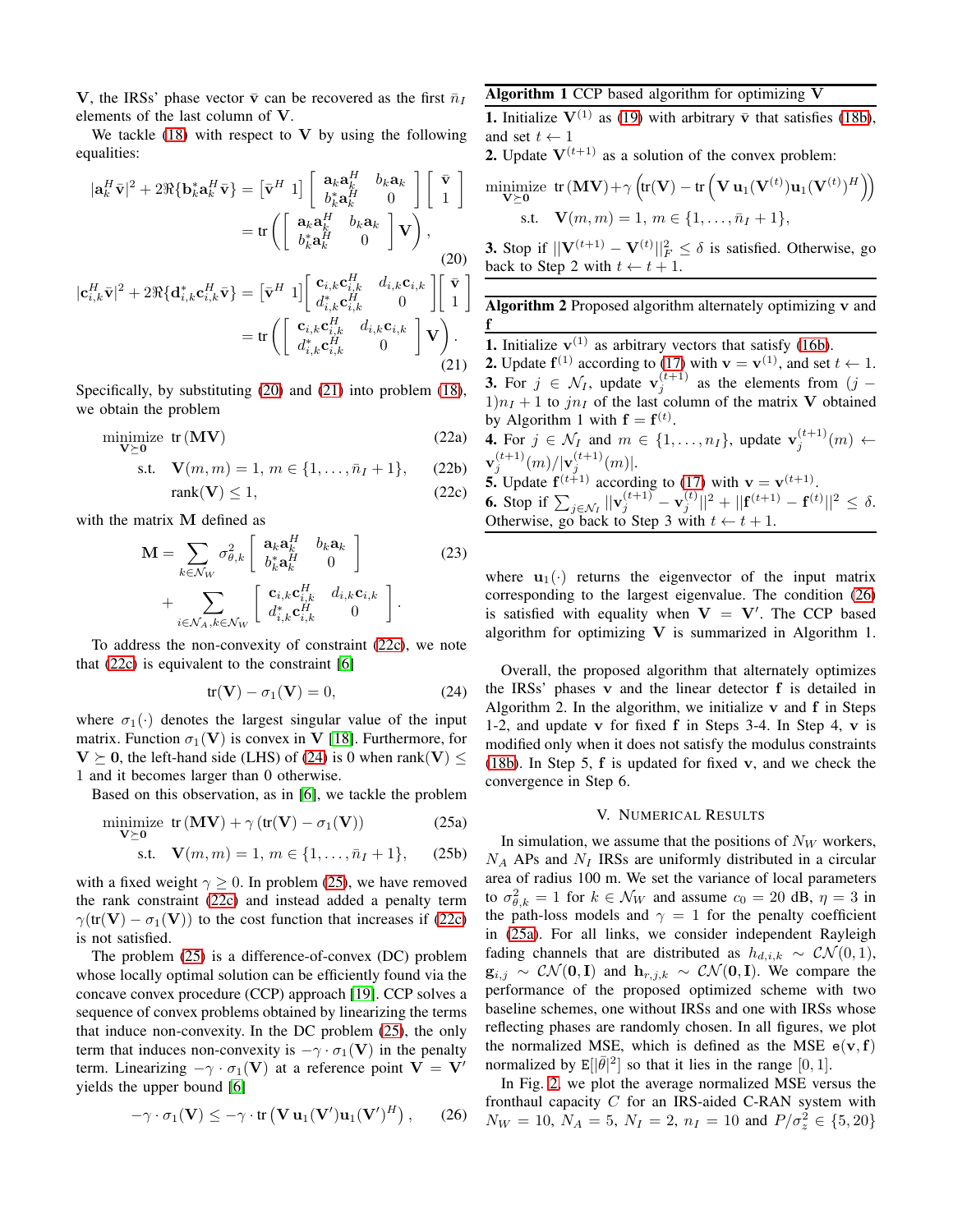$\mathbf{V}$, the IRSs' phase vector $\bar{\mathbf{v}}$ can be recovered as the first $\bar{n}_I$ elements of the last column of $\mathbf{V}$.

We tackle (18) with respect to $\mathbf{V}$ by using the following equalities:

$$|\mathbf{a}_k^H\bar{\mathbf{v}}|^2 + 2\Re\{\mathbf{b}_k^*\mathbf{a}_k^H\bar{\mathbf{v}}\} = [\bar{\mathbf{v}}^H \; 1]\begin{bmatrix} \mathbf{a}_k\mathbf{a}_k^H & b_k\mathbf{a}_k \\ b_k^*\mathbf{a}_k^H & 0 \end{bmatrix}\begin{bmatrix} \bar{\mathbf{v}} \\ 1 \end{bmatrix} = \mathrm{tr}\left(\begin{bmatrix} \mathbf{a}_k\mathbf{a}_k^H & b_k\mathbf{a}_k \\ b_k^*\mathbf{a}_k^H & 0 \end{bmatrix}\mathbf{V}\right), \tag{20}$$

$$|\mathbf{c}_{i,k}^H\bar{\mathbf{v}}|^2 + 2\Re\{\mathbf{d}_{i,k}^*\mathbf{c}_{i,k}^H\bar{\mathbf{v}}\} = [\bar{\mathbf{v}}^H \; 1]\begin{bmatrix} \mathbf{c}_{i,k}\mathbf{c}_{i,k}^H & d_{i,k}\mathbf{c}_{i,k} \\ d_{i,k}^*\mathbf{c}_{i,k}^H & 0 \end{bmatrix}\begin{bmatrix} \bar{\mathbf{v}} \\ 1 \end{bmatrix} = \mathrm{tr}\left(\begin{bmatrix} \mathbf{c}_{i,k}\mathbf{c}_{i,k}^H & d_{i,k}\mathbf{c}_{i,k} \\ d_{i,k}^*\mathbf{c}_{i,k}^H & 0 \end{bmatrix}\mathbf{V}\right). \tag{21}$$

Specifically, by substituting (20) and (21) into problem (18), we obtain the problem

$$\underset{\mathbf{V}\succeq\mathbf{0}}{\text{minimize}} \;\; \mathrm{tr}(\mathbf{M}\mathbf{V}) \tag{22a}$$

$$\text{s.t.} \;\; \mathbf{V}(m,m) = 1, \; m \in \{1, \ldots, \bar{n}_I + 1\}, \tag{22b}$$

$$\mathrm{rank}(\mathbf{V}) \leq 1, \tag{22c}$$

with the matrix $\mathbf{M}$ defined as

$$\mathbf{M} = \sum_{k\in\mathcal{N}_W} \sigma_{\theta,k}^2 \begin{bmatrix} \mathbf{a}_k\mathbf{a}_k^H & b_k\mathbf{a}_k \\ b_k^*\mathbf{a}_k^H & 0 \end{bmatrix} + \sum_{i\in\mathcal{N}_A, k\in\mathcal{N}_W} \begin{bmatrix} \mathbf{c}_{i,k}\mathbf{c}_{i,k}^H & d_{i,k}\mathbf{c}_{i,k} \\ d_{i,k}^*\mathbf{c}_{i,k}^H & 0 \end{bmatrix}. \tag{23}$$

To address the non-convexity of constraint (22c), we note that (22c) is equivalent to the constraint [6]

$$\mathrm{tr}(\mathbf{V}) - \sigma_1(\mathbf{V}) = 0, \tag{24}$$

where $\sigma_1(\cdot)$ denotes the largest singular value of the input matrix. Function $\sigma_1(\mathbf{V})$ is convex in $\mathbf{V}$ [18]. Furthermore, for $\mathbf{V} \succeq \mathbf{0}$, the left-hand side (LHS) of (24) is 0 when $\mathrm{rank}(\mathbf{V}) \leq 1$ and it becomes larger than 0 otherwise.

Based on this observation, as in [6], we tackle the problem

$$\underset{\mathbf{V}\succeq\mathbf{0}}{\text{minimize}} \;\; \mathrm{tr}(\mathbf{M}\mathbf{V}) + \gamma\left(\mathrm{tr}(\mathbf{V}) - \sigma_1(\mathbf{V})\right) \tag{25a}$$

$$\text{s.t.} \;\; \mathbf{V}(m,m) = 1, \; m \in \{1, \ldots, \bar{n}_I + 1\}, \tag{25b}$$

with a fixed weight $\gamma \geq 0$. In problem (25), we have removed the rank constraint (22c) and instead added a penalty term $\gamma(\mathrm{tr}(\mathbf{V}) - \sigma_1(\mathbf{V}))$ to the cost function that increases if (22c) is not satisfied.

The problem (25) is a difference-of-convex (DC) problem whose locally optimal solution can be efficiently found via the concave convex procedure (CCP) approach [19]. CCP solves a sequence of convex problems obtained by linearizing the terms that induce non-convexity. In the DC problem (25), the only term that induces non-convexity is $-\gamma \cdot \sigma_1(\mathbf{V})$ in the penalty term. Linearizing $-\gamma \cdot \sigma_1(\mathbf{V})$ at a reference point $\mathbf{V} = \mathbf{V}'$ yields the upper bound [6]

$$-\gamma \cdot \sigma_1(\mathbf{V}) \leq -\gamma \cdot \mathrm{tr}\left(\mathbf{V}\,\mathbf{u}_1(\mathbf{V}')\mathbf{u}_1(\mathbf{V}')^H\right), \tag{26}$$

where $\mathbf{u}_1(\cdot)$ returns the eigenvector of the input matrix corresponding to the largest eigenvalue. The condition (26) is satisfied with equality when $\mathbf{V} = \mathbf{V}'$. The CCP based algorithm for optimizing $\mathbf{V}$ is summarized in Algorithm 1.

---

**Algorithm 1** CCP based algorithm for optimizing $\mathbf{V}$

**1.** Initialize $\mathbf{V}^{(1)}$ as (19) with arbitrary $\bar{\mathbf{v}}$ that satisfies (18b), and set $t \leftarrow 1$

**2.** Update $\mathbf{V}^{(t+1)}$ as a solution of the convex problem:

$$\underset{\mathbf{V}\succeq\mathbf{0}}{\text{minimize}} \;\; \mathrm{tr}(\mathbf{M}\mathbf{V}) + \gamma\left(\mathrm{tr}(\mathbf{V}) - \mathrm{tr}\left(\mathbf{V}\,\mathbf{u}_1(\mathbf{V}^{(t)})\mathbf{u}_1(\mathbf{V}^{(t)})^H\right)\right)$$

$$\text{s.t.} \;\; \mathbf{V}(m,m) = 1, \; m \in \{1, \ldots, \bar{n}_I + 1\},$$

**3.** Stop if $||\mathbf{V}^{(t+1)} - \mathbf{V}^{(t)}||_F^2 \leq \delta$ is satisfied. Otherwise, go back to Step 2 with $t \leftarrow t + 1$.

---

**Algorithm 2** Proposed algorithm alternately optimizing $\mathbf{v}$ and $\mathbf{f}$

**1.** Initialize $\mathbf{v}^{(1)}$ as arbitrary vectors that satisfy (16b).

**2.** Update $\mathbf{f}^{(1)}$ according to (17) with $\mathbf{v} = \mathbf{v}^{(1)}$, and set $t \leftarrow 1$.

**3.** For $j \in \mathcal{N}_I$, update $\mathbf{v}_j^{(t+1)}$ as the elements from $(j-1)n_I + 1$ to $jn_I$ of the last column of the matrix $\mathbf{V}$ obtained by Algorithm 1 with $\mathbf{f} = \mathbf{f}^{(t)}$.

**4.** For $j \in \mathcal{N}_I$ and $m \in \{1, \ldots, n_I\}$, update $\mathbf{v}_j^{(t+1)}(m) \leftarrow \mathbf{v}_j^{(t+1)}(m)/|\mathbf{v}_j^{(t+1)}(m)|$.

**5.** Update $\mathbf{f}^{(t+1)}$ according to (17) with $\mathbf{v} = \mathbf{v}^{(t+1)}$.

**6.** Stop if $\sum_{j\in\mathcal{N}_I} ||\mathbf{v}_j^{(t+1)} - \mathbf{v}_j^{(t)}||^2 + ||\mathbf{f}^{(t+1)} - \mathbf{f}^{(t)}||^2 \leq \delta$. Otherwise, go back to Step 3 with $t \leftarrow t + 1$.

---

Overall, the proposed algorithm that alternately optimizes the IRSs' phases $\mathbf{v}$ and the linear detector $\mathbf{f}$ is detailed in Algorithm 2. In the algorithm, we initialize $\mathbf{v}$ and $\mathbf{f}$ in Steps 1-2, and update $\mathbf{v}$ for fixed $\mathbf{f}$ in Steps 3-4. In Step 4, $\mathbf{v}$ is modified only when it does not satisfy the modulus constraints (18b). In Step 5, $\mathbf{f}$ is updated for fixed $\mathbf{v}$, and we check the convergence in Step 6.

## V. Numerical Results

In simulation, we assume that the positions of $N_W$ workers, $N_A$ APs and $N_I$ IRSs are uniformly distributed in a circular area of radius 100 m. We set the variance of local parameters to $\sigma_{\theta,k}^2 = 1$ for $k \in \mathcal{N}_W$ and assume $c_0 = 20$ dB, $\eta = 3$ in the path-loss models and $\gamma = 1$ for the penalty coefficient in (25a). For all links, we consider independent Rayleigh fading channels that are distributed as $h_{d,i,k} \sim \mathcal{CN}(0,1)$, $\mathbf{g}_{i,j} \sim \mathcal{CN}(\mathbf{0}, \mathbf{I})$ and $\mathbf{h}_{r,j,k} \sim \mathcal{CN}(\mathbf{0}, \mathbf{I})$. We compare the performance of the proposed optimized scheme with two baseline schemes, one without IRSs and one with IRSs whose reflecting phases are randomly chosen. In all figures, we plot the normalized MSE, which is defined as the MSE $\mathtt{e}(\mathbf{v}, \mathbf{f})$ normalized by $\mathtt{E}[|\bar{\theta}|^2]$ so that it lies in the range $[0, 1]$.

In Fig. 2, we plot the average normalized MSE versus the fronthaul capacity $C$ for an IRS-aided C-RAN system with $N_W = 10$, $N_A = 5$, $N_I = 2$, $n_I = 10$ and $P/\sigma_z^2 \in \{5, 20\}$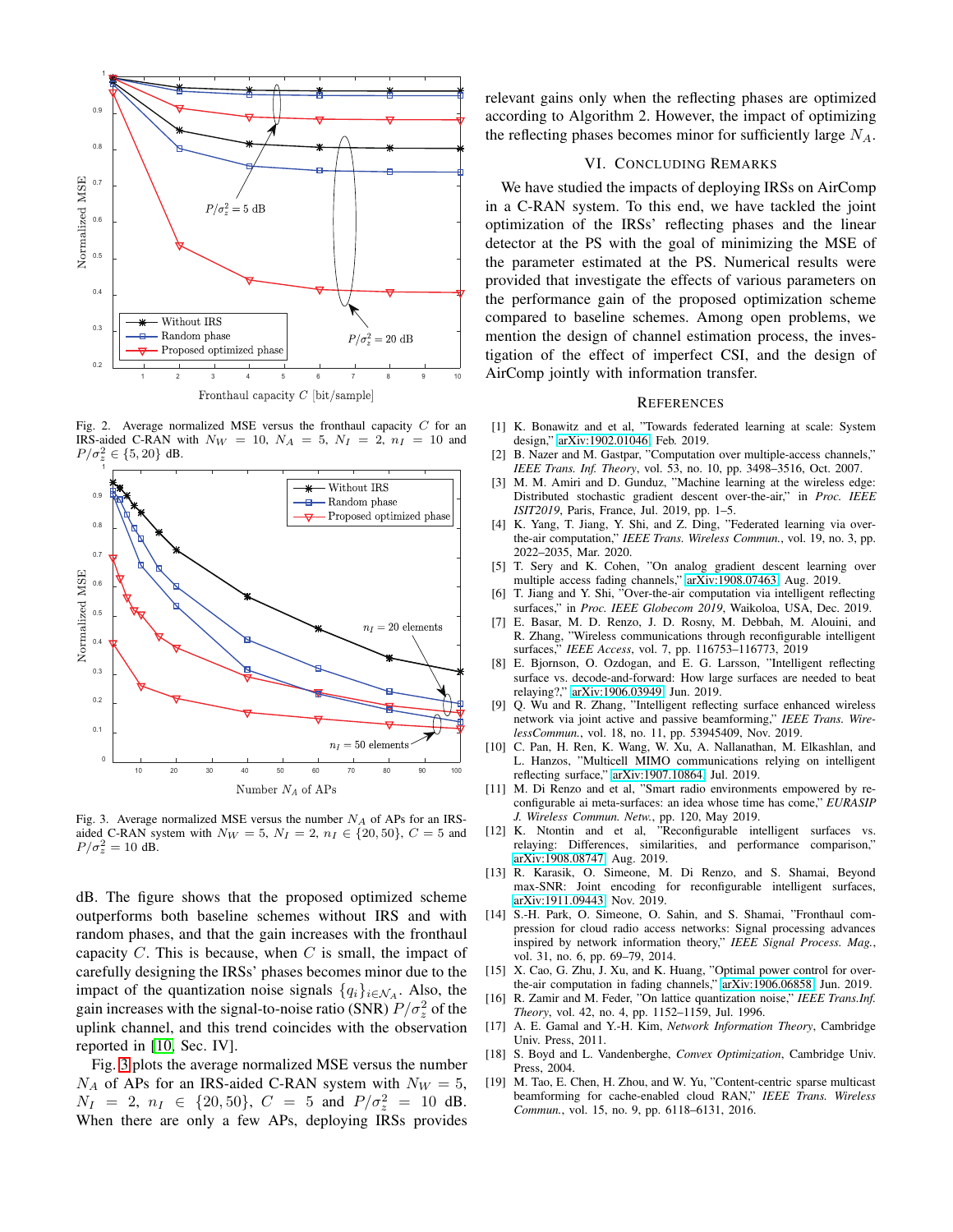Normalized MSE

Fronthaul capacity $C$ [bit/sample]

Without IRS

Random phase

Proposed optimized phase

$P/\sigma_z^2 = 5$ dB

$P/\sigma_z^2 = 20$ dB

Fig. 2. Average normalized MSE versus the fronthaul capacity $C$ for an IRS-aided C-RAN with $N_W = 10$, $N_A = 5$, $N_I = 2$, $n_I = 10$ and $P/\sigma_z^2 \in \{5, 20\}$ dB.

Normalized MSE

Number $N_A$ of APs

Without IRS

Random phase

Proposed optimized phase

$n_I = 20$ elements

$n_I = 50$ elements

Fig. 3. Average normalized MSE versus the number $N_A$ of APs for an IRS-aided C-RAN system with $N_W = 5$, $N_I = 2$, $n_I \in \{20, 50\}$, $C = 5$ and $P/\sigma_z^2 = 10$ dB.

dB. The figure shows that the proposed optimized scheme outperforms both baseline schemes without IRS and with random phases, and that the gain increases with the fronthaul capacity $C$. This is because, when $C$ is small, the impact of carefully designing the IRSs' phases becomes minor due to the impact of the quantization noise signals $\{q_i\}_{i \in \mathcal{N}_A}$. Also, the gain increases with the signal-to-noise ratio (SNR) $P/\sigma_z^2$ of the uplink channel, and this trend coincides with the observation reported in [10, Sec. IV].

Fig. 3 plots the average normalized MSE versus the number $N_A$ of APs for an IRS-aided C-RAN system with $N_W = 5$, $N_I = 2$, $n_I \in \{20, 50\}$, $C = 5$ and $P/\sigma_z^2 = 10$ dB. When there are only a few APs, deploying IRSs provides relevant gains only when the reflecting phases are optimized according to Algorithm 2. However, the impact of optimizing the reflecting phases becomes minor for sufficiently large $N_A$.

## VI. Concluding Remarks

We have studied the impacts of deploying IRSs on AirComp in a C-RAN system. To this end, we have tackled the joint optimization of the IRSs' reflecting phases and the linear detector at the PS with the goal of minimizing the MSE of the parameter estimated at the PS. Numerical results were provided that investigate the effects of various parameters on the performance gain of the proposed optimization scheme compared to baseline schemes. Among open problems, we mention the design of channel estimation process, the investigation of the effect of imperfect CSI, and the design of AirComp jointly with information transfer.

## References

[1] K. Bonawitz and et al, "Towards federated learning at scale: System design," arXiv:1902.01046, Feb. 2019.

[2] B. Nazer and M. Gastpar, "Computation over multiple-access channels," *IEEE Trans. Inf. Theory*, vol. 53, no. 10, pp. 3498–3516, Oct. 2007.

[3] M. M. Amiri and D. Gunduz, "Machine learning at the wireless edge: Distributed stochastic gradient descent over-the-air," in *Proc. IEEE ISIT2019*, Paris, France, Jul. 2019, pp. 1–5.

[4] K. Yang, T. Jiang, Y. Shi, and Z. Ding, "Federated learning via over-the-air computation," *IEEE Trans. Wireless Commun.*, vol. 19, no. 3, pp. 2022–2035, Mar. 2020.

[5] T. Sery and K. Cohen, "On analog gradient descent learning over multiple access fading channels," arXiv:1908.07463, Aug. 2019.

[6] T. Jiang and Y. Shi, "Over-the-air computation via intelligent reflecting surfaces," in *Proc. IEEE Globecom 2019*, Waikoloa, USA, Dec. 2019.

[7] E. Basar, M. D. Renzo, J. D. Rosny, M. Debbah, M. Alouini, and R. Zhang, "Wireless communications through reconfigurable intelligent surfaces," *IEEE Access*, vol. 7, pp. 116753–116773, 2019

[8] E. Bjornson, O. Ozdogan, and E. G. Larsson, "Intelligent reflecting surface vs. decode-and-forward: How large surfaces are needed to beat relaying?," arXiv:1906.03949, Jun. 2019.

[9] Q. Wu and R. Zhang, "Intelligent reflecting surface enhanced wireless network via joint active and passive beamforming," *IEEE Trans. WirelessCommun.*, vol. 18, no. 11, pp. 53945409, Nov. 2019.

[10] C. Pan, H. Ren, K. Wang, W. Xu, A. Nallanathan, M. Elkashlan, and L. Hanzos, "Multicell MIMO communications relying on intelligent reflecting surface," arXiv:1907.10864, Jul. 2019.

[11] M. Di Renzo and et al, "Smart radio environments empowered by reconfigurable ai meta-surfaces: an idea whose time has come," *EURASIP J. Wireless Commun. Netw.*, pp. 120, May 2019.

[12] K. Ntontin and et al, "Reconfigurable intelligent surfaces vs. relaying: Differences, similarities, and performance comparison," arXiv:1908.08747, Aug. 2019.

[13] R. Karasik, O. Simeone, M. Di Renzo, and S. Shamai, Beyond max-SNR: Joint encoding for reconfigurable intelligent surfaces, arXiv:1911.09443, Nov. 2019.

[14] S.-H. Park, O. Simeone, O. Sahin, and S. Shamai, "Fronthaul compression for cloud radio access networks: Signal processing advances inspired by network information theory," *IEEE Signal Process. Mag.*, vol. 31, no. 6, pp. 69–79, 2014.

[15] X. Cao, G. Zhu, J. Xu, and K. Huang, "Optimal power control for over-the-air computation in fading channels," arXiv:1906.06858, Jun. 2019.

[16] R. Zamir and M. Feder, "On lattice quantization noise," *IEEE Trans.Inf. Theory*, vol. 42, no. 4, pp. 1152–1159, Jul. 1996.

[17] A. E. Gamal and Y.-H. Kim, *Network Information Theory*, Cambridge Univ. Press, 2011.

[18] S. Boyd and L. Vandenberghe, *Convex Optimization*, Cambridge Univ. Press, 2004.

[19] M. Tao, E. Chen, H. Zhou, and W. Yu, "Content-centric sparse multicast beamforming for cache-enabled cloud RAN," *IEEE Trans. Wireless Commun.*, vol. 15, no. 9, pp. 6118–6131, 2016.